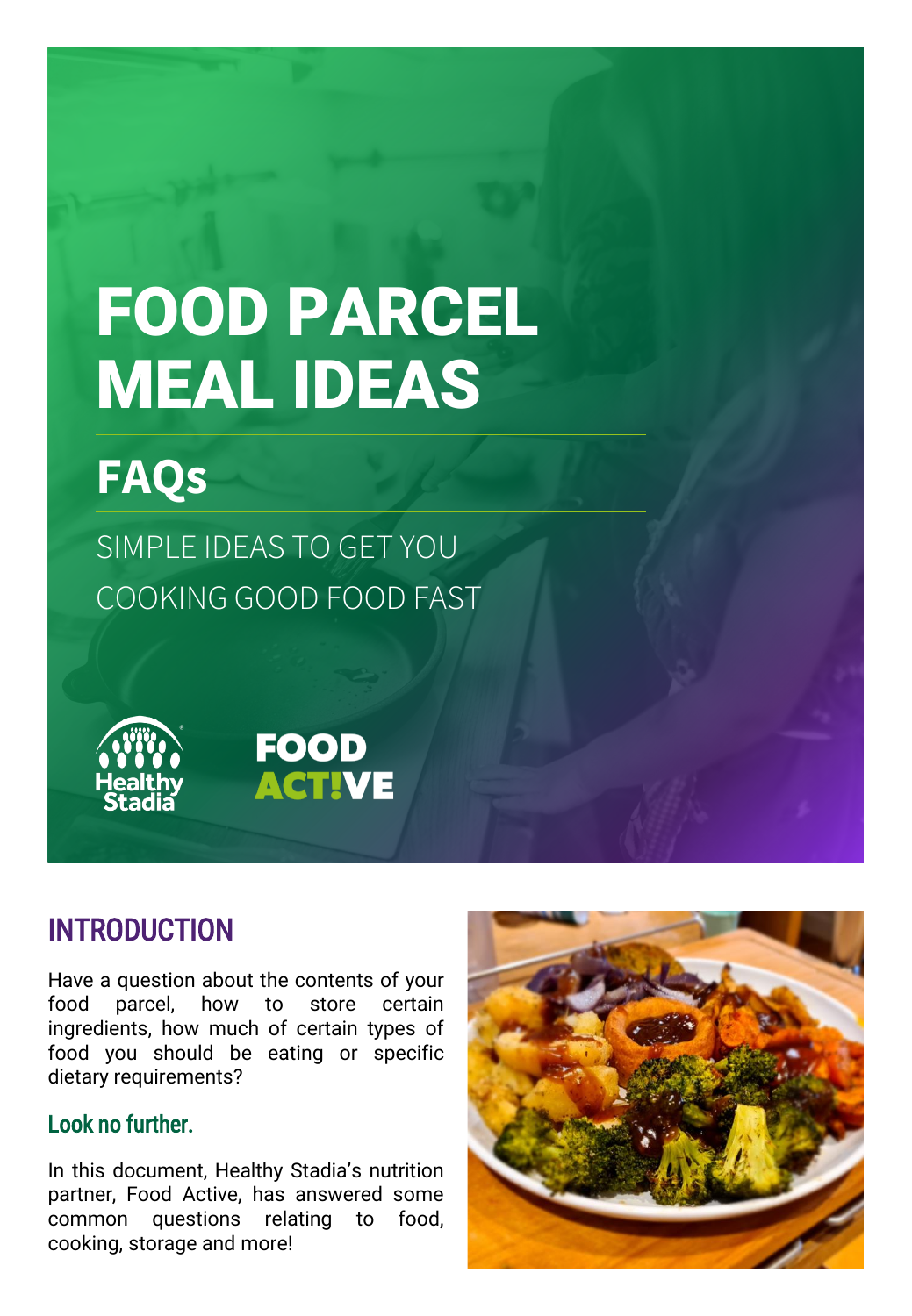# FOOD PARCEL MEAL IDEAS

## FAQs

SIMPLE IDEAS TO GET YOU COOKING GOOD FOOD FAST

Healthy Stadia

FOOD ACT!VE

## INTRODUCTION

Have a question about the contents of your food parcel, how to store certain ingredients, how much of certain types of food you should be eating or specific dietary requirements?

### Look no further.

In this document, Healthy Stadia's nutrition partner, Food Active, has answered some common questions relating to food, cooking, storage and more!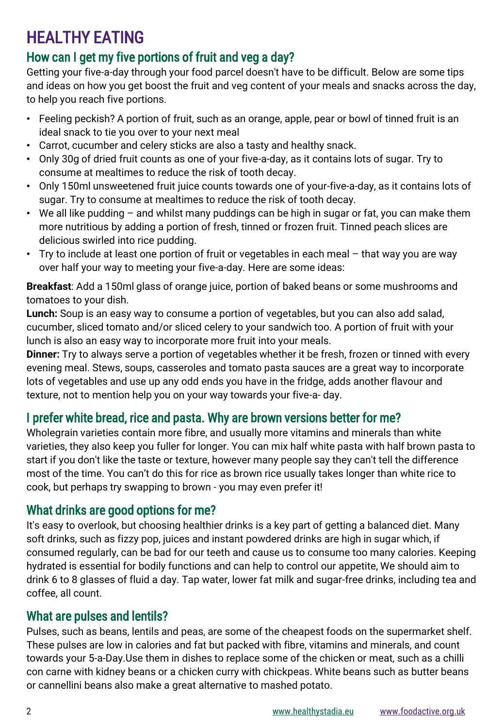# HEALTHY EATING

## How can I get my five portions of fruit and veg a day?

Getting your five-a-day through your food parcel doesn't have to be difficult. Below are some tips and ideas on how you get boost the fruit and veg content of your meals and snacks across the day, to help you reach five portions.

- Feeling peckish? A portion of fruit, such as an orange, apple, pear or bowl of tinned fruit is an ideal snack to tie you over to your next meal
- Carrot, cucumber and celery sticks are also a tasty and healthy snack.
- Only 30g of dried fruit counts as one of your five-a-day, as it contains lots of sugar. Try to consume at mealtimes to reduce the risk of tooth decay.
- Only 150ml unsweetened fruit juice counts towards one of your-five-a-day, as it contains lots of sugar. Try to consume at mealtimes to reduce the risk of tooth decay.
- We all like pudding – and whilst many puddings can be high in sugar or fat, you can make them more nutritious by adding a portion of fresh, tinned or frozen fruit. Tinned peach slices are delicious swirled into rice pudding.
- Try to include at least one portion of fruit or vegetables in each meal – that way you are way over half your way to meeting your five-a-day. Here are some ideas:

**Breakfast**: Add a 150ml glass of orange juice, portion of baked beans or some mushrooms and tomatoes to your dish.

**Lunch:** Soup is an easy way to consume a portion of vegetables, but you can also add salad, cucumber, sliced tomato and/or sliced celery to your sandwich too. A portion of fruit with your lunch is also an easy way to incorporate more fruit into your meals.

**Dinner:** Try to always serve a portion of vegetables whether it be fresh, frozen or tinned with every evening meal. Stews, soups, casseroles and tomato pasta sauces are a great way to incorporate lots of vegetables and use up any odd ends you have in the fridge, adds another flavour and texture, not to mention help you on your way towards your five-a- day.

## I prefer white bread, rice and pasta. Why are brown versions better for me?

Wholegrain varieties contain more fibre, and usually more vitamins and minerals than white varieties, they also keep you fuller for longer. You can mix half white pasta with half brown pasta to start if you don't like the taste or texture, however many people say they can't tell the difference most of the time. You can't do this for rice as brown rice usually takes longer than white rice to cook, but perhaps try swapping to brown - you may even prefer it!

## What drinks are good options for me?

It's easy to overlook, but choosing healthier drinks is a key part of getting a balanced diet. Many soft drinks, such as fizzy pop, juices and instant powdered drinks are high in sugar which, if consumed regularly, can be bad for our teeth and cause us to consume too many calories. Keeping hydrated is essential for bodily functions and can help to control our appetite, We should aim to drink 6 to 8 glasses of fluid a day. Tap water, lower fat milk and sugar-free drinks, including tea and coffee, all count.

## What are pulses and lentils?

Pulses, such as beans, lentils and peas, are some of the cheapest foods on the supermarket shelf. These pulses are low in calories and fat but packed with fibre, vitamins and minerals, and count towards your 5-a-Day.Use them in dishes to replace some of the chicken or meat, such as a chilli con carne with kidney beans or a chicken curry with chickpeas. White beans such as butter beans or cannellini beans also make a great alternative to mashed potato.

www.healthystadia.eu www.foodactive.org.uk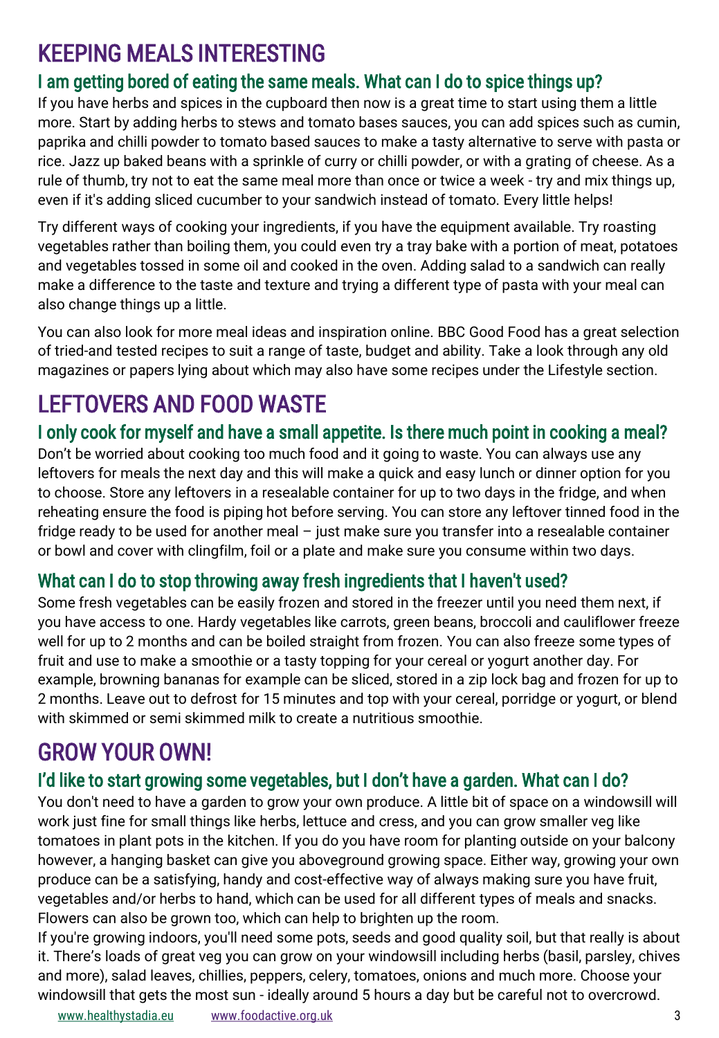# KEEPING MEALS INTERESTING

## I am getting bored of eating the same meals. What can I do to spice things up?

If you have herbs and spices in the cupboard then now is a great time to start using them a little more. Start by adding herbs to stews and tomato bases sauces, you can add spices such as cumin, paprika and chilli powder to tomato based sauces to make a tasty alternative to serve with pasta or rice. Jazz up baked beans with a sprinkle of curry or chilli powder, or with a grating of cheese. As a rule of thumb, try not to eat the same meal more than once or twice a week - try and mix things up, even if it's adding sliced cucumber to your sandwich instead of tomato. Every little helps!

Try different ways of cooking your ingredients, if you have the equipment available. Try roasting vegetables rather than boiling them, you could even try a tray bake with a portion of meat, potatoes and vegetables tossed in some oil and cooked in the oven. Adding salad to a sandwich can really make a difference to the taste and texture and trying a different type of pasta with your meal can also change things up a little.

You can also look for more meal ideas and inspiration online. BBC Good Food has a great selection of tried-and tested recipes to suit a range of taste, budget and ability. Take a look through any old magazines or papers lying about which may also have some recipes under the Lifestyle section.

# LEFTOVERS AND FOOD WASTE

## I only cook for myself and have a small appetite. Is there much point in cooking a meal?

Don't be worried about cooking too much food and it going to waste. You can always use any leftovers for meals the next day and this will make a quick and easy lunch or dinner option for you to choose. Store any leftovers in a resealable container for up to two days in the fridge, and when reheating ensure the food is piping hot before serving. You can store any leftover tinned food in the fridge ready to be used for another meal – just make sure you transfer into a resealable container or bowl and cover with clingfilm, foil or a plate and make sure you consume within two days.

## What can I do to stop throwing away fresh ingredients that I haven't used?

Some fresh vegetables can be easily frozen and stored in the freezer until you need them next, if you have access to one. Hardy vegetables like carrots, green beans, broccoli and cauliflower freeze well for up to 2 months and can be boiled straight from frozen. You can also freeze some types of fruit and use to make a smoothie or a tasty topping for your cereal or yogurt another day. For example, browning bananas for example can be sliced, stored in a zip lock bag and frozen for up to 2 months. Leave out to defrost for 15 minutes and top with your cereal, porridge or yogurt, or blend with skimmed or semi skimmed milk to create a nutritious smoothie.

# GROW YOUR OWN!

## I'd like to start growing some vegetables, but I don't have a garden. What can I do?

You don't need to have a garden to grow your own produce. A little bit of space on a windowsill will work just fine for small things like herbs, lettuce and cress, and you can grow smaller veg like tomatoes in plant pots in the kitchen. If you do you have room for planting outside on your balcony however, a hanging basket can give you aboveground growing space. Either way, growing your own produce can be a satisfying, handy and cost-effective way of always making sure you have fruit, vegetables and/or herbs to hand, which can be used for all different types of meals and snacks. Flowers can also be grown too, which can help to brighten up the room.

If you're growing indoors, you'll need some pots, seeds and good quality soil, but that really is about it. There's loads of great veg you can grow on your windowsill including herbs (basil, parsley, chives and more), salad leaves, chillies, peppers, celery, tomatoes, onions and much more. Choose your windowsill that gets the most sun - ideally around 5 hours a day but be careful not to overcrowd.

www.healthystadia.eu www.foodactive.org.uk